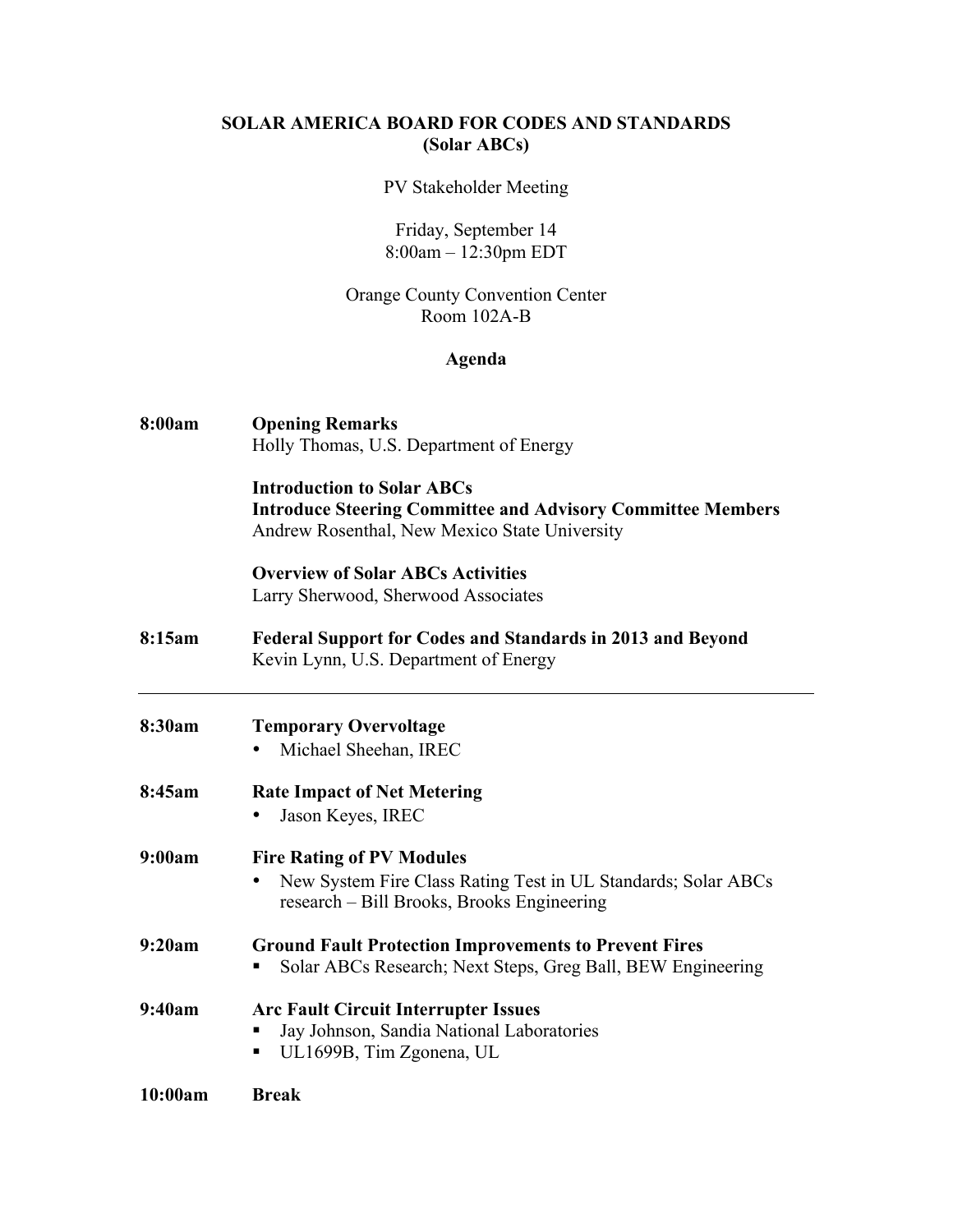**SOLAR AMERICA BOARD FOR CODES AND STANDARDS**
**(Solar ABCs)**

PV Stakeholder Meeting

Friday, September 14
8:00am – 12:30pm EDT

Orange County Convention Center
Room 102A-B

**Agenda**

**8:00am** **Opening Remarks**
Holly Thomas, U.S. Department of Energy

**Introduction to Solar ABCs**
**Introduce Steering Committee and Advisory Committee Members**
Andrew Rosenthal, New Mexico State University

**Overview of Solar ABCs Activities**
Larry Sherwood, Sherwood Associates

**8:15am** **Federal Support for Codes and Standards in 2013 and Beyond**
Kevin Lynn, U.S. Department of Energy

---

**8:30am** **Temporary Overvoltage**

- Michael Sheehan, IREC

**8:45am** **Rate Impact of Net Metering**

- Jason Keyes, IREC

**9:00am** **Fire Rating of PV Modules**

- New System Fire Class Rating Test in UL Standards; Solar ABCs research – Bill Brooks, Brooks Engineering

**9:20am** **Ground Fault Protection Improvements to Prevent Fires**

- Solar ABCs Research; Next Steps, Greg Ball, BEW Engineering

**9:40am** **Arc Fault Circuit Interrupter Issues**

- Jay Johnson, Sandia National Laboratories
- UL1699B, Tim Zgonena, UL

**10:00am** **Break**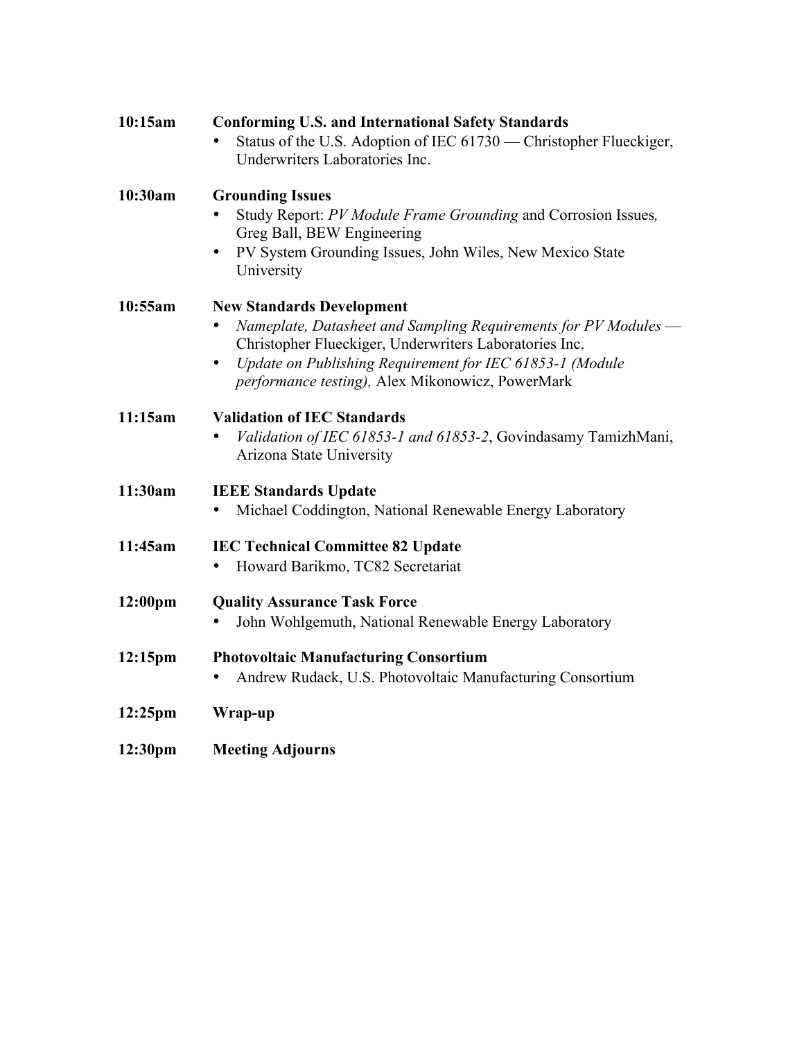**10:15am** **Conforming U.S. and International Safety Standards**

- Status of the U.S. Adoption of IEC 61730 — Christopher Flueckiger, Underwriters Laboratories Inc.

**10:30am** **Grounding Issues**

- Study Report: *PV Module Frame Grounding* and Corrosion Issues*,* Greg Ball, BEW Engineering
- PV System Grounding Issues, John Wiles, New Mexico State University

**10:55am** **New Standards Development**

- *Nameplate, Datasheet and Sampling Requirements for PV Modules* — Christopher Flueckiger, Underwriters Laboratories Inc.
- *Update on Publishing Requirement for IEC 61853-1 (Module performance testing),* Alex Mikonowicz, PowerMark

**11:15am** **Validation of IEC Standards**

- *Validation of IEC 61853-1 and 61853-2*, Govindasamy TamizhMani, Arizona State University

**11:30am** **IEEE Standards Update**

- Michael Coddington, National Renewable Energy Laboratory

**11:45am** **IEC Technical Committee 82 Update**

- Howard Barikmo, TC82 Secretariat

**12:00pm** **Quality Assurance Task Force**

- John Wohlgemuth, National Renewable Energy Laboratory

**12:15pm** **Photovoltaic Manufacturing Consortium**

- Andrew Rudack, U.S. Photovoltaic Manufacturing Consortium

**12:25pm** **Wrap-up**

**12:30pm** **Meeting Adjourns**